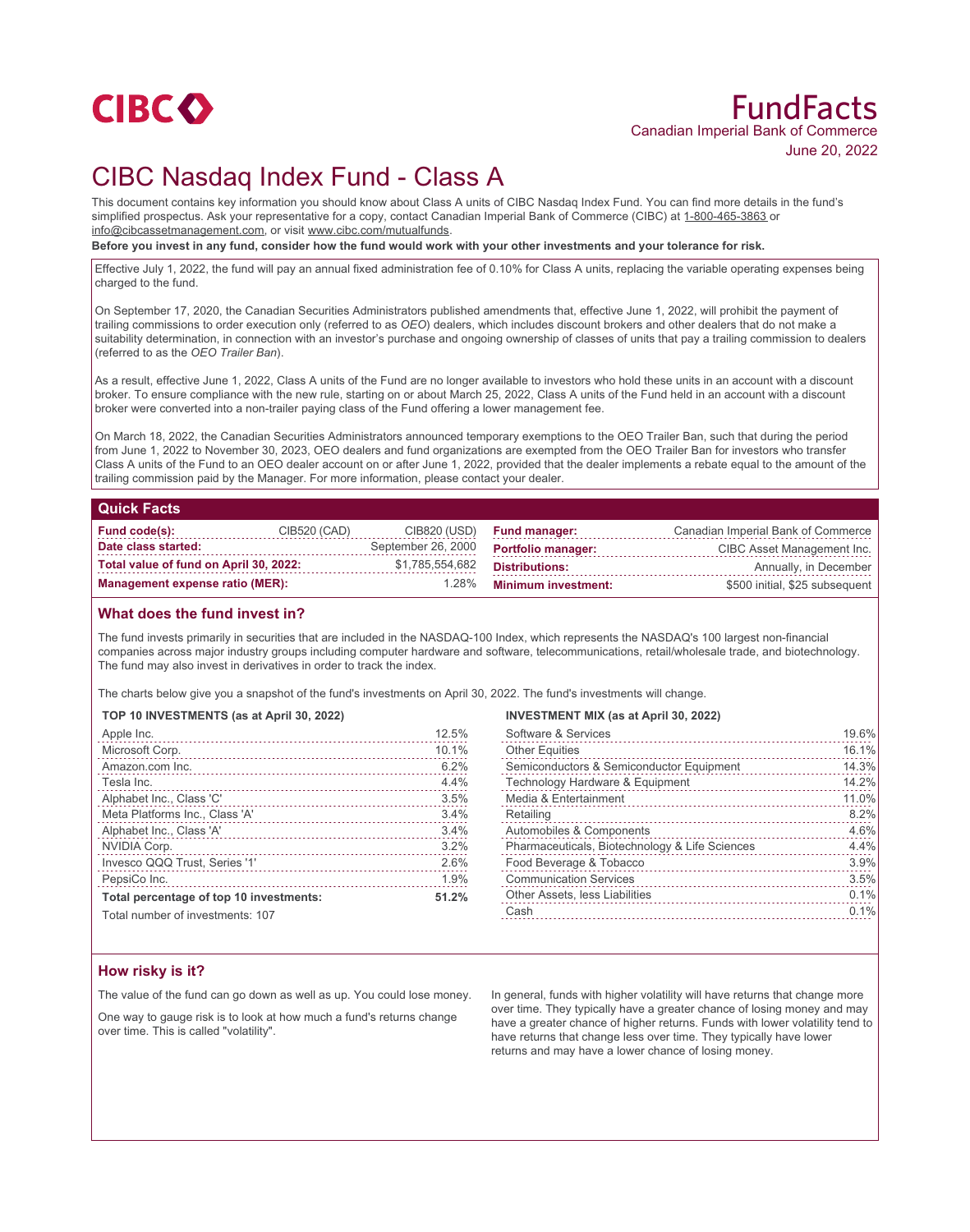CIBC

# FundFacts

Canadian Imperial Bank of Commerce

June 20, 2022

# CIBC Nasdaq Index Fund - Class A

This document contains key information you should know about Class A units of CIBC Nasdaq Index Fund. You can find more details in the fund's simplified prospectus. Ask your representative for a copy, contact Canadian Imperial Bank of Commerce (CIBC) at 1-800-465-3863 or info@cibcassetmanagement.com, or visit www.cibc.com/mutualfunds.

**Before you invest in any fund, consider how the fund would work with your other investments and your tolerance for risk.**

Effective July 1, 2022, the fund will pay an annual fixed administration fee of 0.10% for Class A units, replacing the variable operating expenses being charged to the fund.

On September 17, 2020, the Canadian Securities Administrators published amendments that, effective June 1, 2022, will prohibit the payment of trailing commissions to order execution only (referred to as *OEO*) dealers, which includes discount brokers and other dealers that do not make a suitability determination, in connection with an investor's purchase and ongoing ownership of classes of units that pay a trailing commission to dealers (referred to as the *OEO Trailer Ban*).

As a result, effective June 1, 2022, Class A units of the Fund are no longer available to investors who hold these units in an account with a discount broker. To ensure compliance with the new rule, starting on or about March 25, 2022, Class A units of the Fund held in an account with a discount broker were converted into a non-trailer paying class of the Fund offering a lower management fee.

On March 18, 2022, the Canadian Securities Administrators announced temporary exemptions to the OEO Trailer Ban, such that during the period from June 1, 2022 to November 30, 2023, OEO dealers and fund organizations are exempted from the OEO Trailer Ban for investors who transfer Class A units of the Fund to an OEO dealer account on or after June 1, 2022, provided that the dealer implements a rebate equal to the amount of the trailing commission paid by the Manager. For more information, please contact your dealer.

## Quick Facts

| | | |
|---|---|---|
| **Fund code(s):** | CIB520 (CAD) | CIB820 (USD) |
| **Date class started:** | | September 26, 2000 |
| **Total value of fund on April 30, 2022:** | | $1,785,554,682 |
| **Management expense ratio (MER):** | | 1.28% |

| | |
|---|---|
| **Fund manager:** | Canadian Imperial Bank of Commerce |
| **Portfolio manager:** | CIBC Asset Management Inc. |
| **Distributions:** | Annually, in December |
| **Minimum investment:** | $500 initial, $25 subsequent |

## What does the fund invest in?

The fund invests primarily in securities that are included in the NASDAQ-100 Index, which represents the NASDAQ's 100 largest non-financial companies across major industry groups including computer hardware and software, telecommunications, retail/wholesale trade, and biotechnology. The fund may also invest in derivatives in order to track the index.

The charts below give you a snapshot of the fund's investments on April 30, 2022. The fund's investments will change.

**TOP 10 INVESTMENTS (as at April 30, 2022)**

| | |
|---|---|
| Apple Inc. | 12.5% |
| Microsoft Corp. | 10.1% |
| Amazon.com Inc. | 6.2% |
| Tesla Inc. | 4.4% |
| Alphabet Inc., Class 'C' | 3.5% |
| Meta Platforms Inc., Class 'A' | 3.4% |
| Alphabet Inc., Class 'A' | 3.4% |
| NVIDIA Corp. | 3.2% |
| Invesco QQQ Trust, Series '1' | 2.6% |
| PepsiCo Inc. | 1.9% |
| **Total percentage of top 10 investments:** | **51.2%** |

Total number of investments: 107

**INVESTMENT MIX (as at April 30, 2022)**

| | |
|---|---|
| Software & Services | 19.6% |
| Other Equities | 16.1% |
| Semiconductors & Semiconductor Equipment | 14.3% |
| Technology Hardware & Equipment | 14.2% |
| Media & Entertainment | 11.0% |
| Retailing | 8.2% |
| Automobiles & Components | 4.6% |
| Pharmaceuticals, Biotechnology & Life Sciences | 4.4% |
| Food Beverage & Tobacco | 3.9% |
| Communication Services | 3.5% |
| Other Assets, less Liabilities | 0.1% |
| Cash | 0.1% |

## How risky is it?

The value of the fund can go down as well as up. You could lose money.

One way to gauge risk is to look at how much a fund's returns change over time. This is called "volatility".

In general, funds with higher volatility will have returns that change more over time. They typically have a greater chance of losing money and may have a greater chance of higher returns. Funds with lower volatility tend to have returns that change less over time. They typically have lower returns and may have a lower chance of losing money.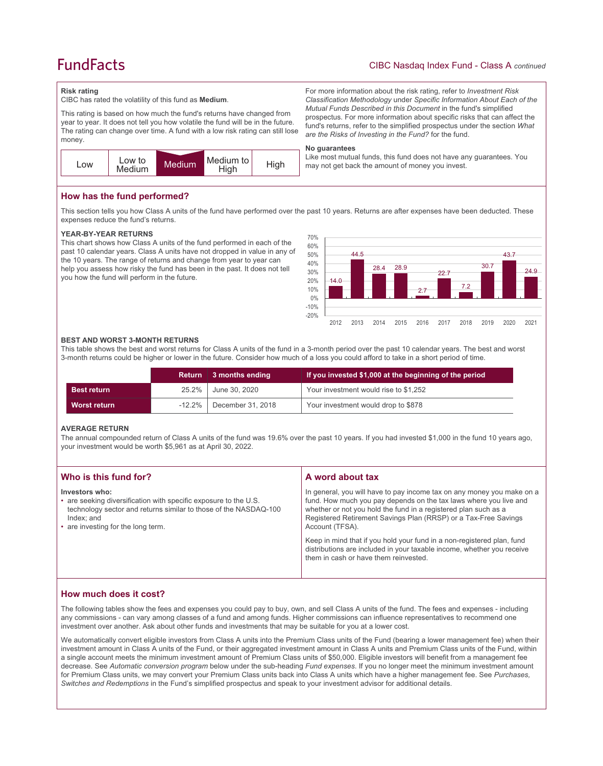### Risk rating

CIBC has rated the volatility of this fund as **Medium**.

This rating is based on how much the fund's returns have changed from year to year. It does not tell you how volatile the fund will be in the future. The rating can change over time. A fund with a low risk rating can still lose money.

| Low | Low to Medium | **Medium** | Medium to High | High |
|---|---|---|---|---|

For more information about the risk rating, refer to *Investment Risk Classification Methodology* under *Specific Information About Each of the Mutual Funds Described in this Document* in the fund's simplified prospectus. For more information about specific risks that can affect the fund's returns, refer to the simplified prospectus under the section *What are the Risks of Investing in the Fund?* for the fund.

### No guarantees

Like most mutual funds, this fund does not have any guarantees. You may not get back the amount of money you invest.

## How has the fund performed?

This section tells you how Class A units of the fund have performed over the past 10 years. Returns are after expenses have been deducted. These expenses reduce the fund's returns.

### YEAR-BY-YEAR RETURNS

This chart shows how Class A units of the fund performed in each of the past 10 calendar years. Class A units have not dropped in value in any of the 10 years. The range of returns and change from year to year can help you assess how risky the fund has been in the past. It does not tell you how the fund will perform in the future.

| Year | 2012 | 2013 | 2014 | 2015 | 2016 | 2017 | 2018 | 2019 | 2020 | 2021 |
|---|---|---|---|---|---|---|---|---|---|---|
| Return (%) | 14.0 | 44.5 | 28.4 | 28.9 | 2.7 | 22.7 | 7.2 | 30.7 | 43.7 | 24.9 |

### BEST AND WORST 3-MONTH RETURNS

This table shows the best and worst returns for Class A units of the fund in a 3-month period over the past 10 calendar years. The best and worst 3-month returns could be higher or lower in the future. Consider how much of a loss you could afford to take in a short period of time.

| | Return | 3 months ending | If you invested $1,000 at the beginning of the period |
|---|---|---|---|
| **Best return** | 25.2% | June 30, 2020 | Your investment would rise to $1,252 |
| **Worst return** | -12.2% | December 31, 2018 | Your investment would drop to $878 |

### AVERAGE RETURN

The annual compounded return of Class A units of the fund was 19.6% over the past 10 years. If you had invested $1,000 in the fund 10 years ago, your investment would be worth $5,961 as at April 30, 2022.

## Who is this fund for?

**Investors who:**

- are seeking diversification with specific exposure to the U.S. technology sector and returns similar to those of the NASDAQ-100 Index; and
- are investing for the long term.

## A word about tax

In general, you will have to pay income tax on any money you make on a fund. How much you pay depends on the tax laws where you live and whether or not you hold the fund in a registered plan such as a Registered Retirement Savings Plan (RRSP) or a Tax-Free Savings Account (TFSA).

Keep in mind that if you hold your fund in a non-registered plan, fund distributions are included in your taxable income, whether you receive them in cash or have them reinvested.

## How much does it cost?

The following tables show the fees and expenses you could pay to buy, own, and sell Class A units of the fund. The fees and expenses - including any commissions - can vary among classes of a fund and among funds. Higher commissions can influence representatives to recommend one investment over another. Ask about other funds and investments that may be suitable for you at a lower cost.

We automatically convert eligible investors from Class A units into the Premium Class units of the Fund (bearing a lower management fee) when their investment amount in Class A units of the Fund, or their aggregated investment amount in Class A units and Premium Class units of the Fund, within a single account meets the minimum investment amount of Premium Class units of $50,000. Eligible investors will benefit from a management fee decrease. See *Automatic conversion program* below under the sub-heading *Fund expenses*. If you no longer meet the minimum investment amount for Premium Class units, we may convert your Premium Class units back into Class A units which have a higher management fee. See *Purchases, Switches and Redemptions* in the Fund's simplified prospectus and speak to your investment advisor for additional details.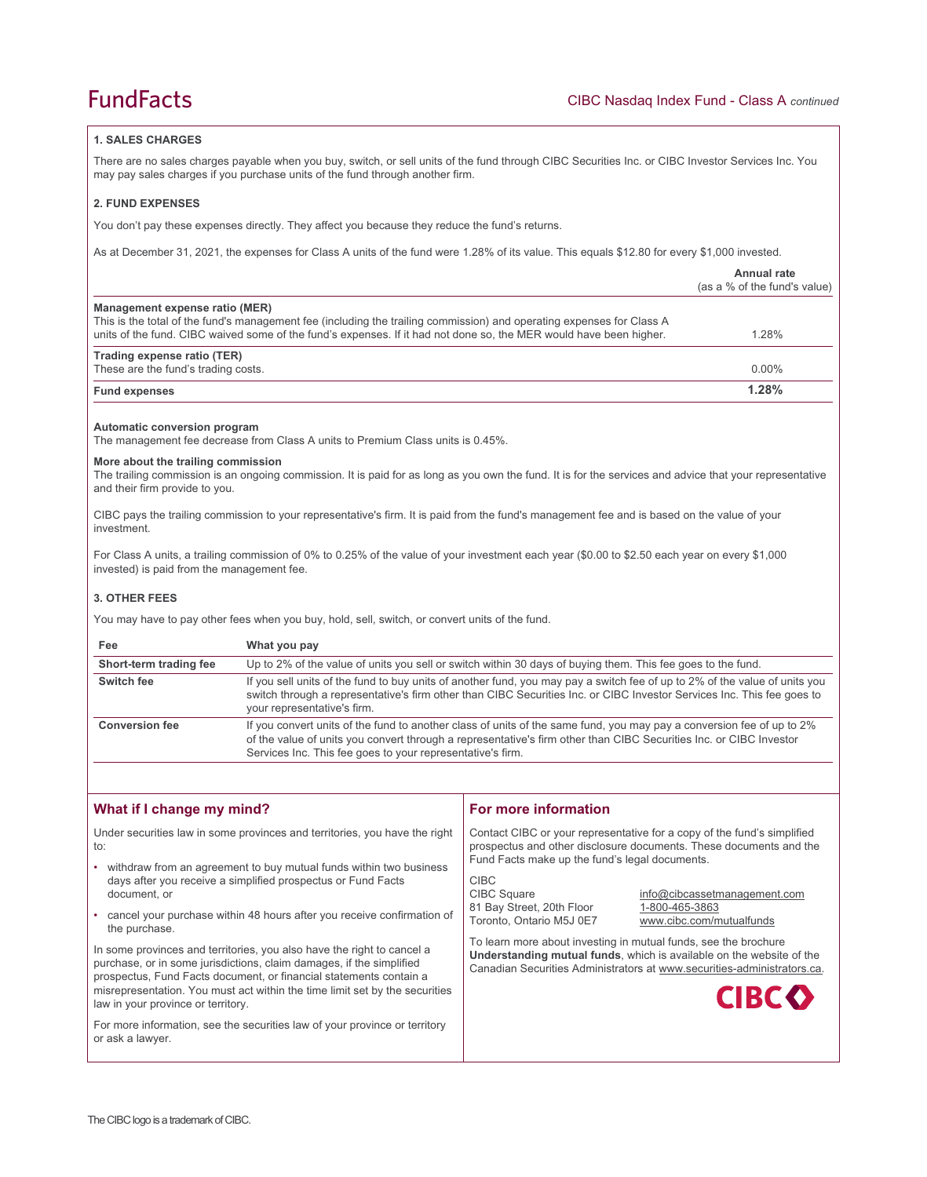### 1. SALES CHARGES

There are no sales charges payable when you buy, switch, or sell units of the fund through CIBC Securities Inc. or CIBC Investor Services Inc. You may pay sales charges if you purchase units of the fund through another firm.

### 2. FUND EXPENSES

You don't pay these expenses directly. They affect you because they reduce the fund's returns.

As at December 31, 2021, the expenses for Class A units of the fund were 1.28% of its value. This equals $12.80 for every $1,000 invested.

| | **Annual rate** (as a % of the fund's value) |
|---|---|
| **Management expense ratio (MER)** This is the total of the fund's management fee (including the trailing commission) and operating expenses for Class A units of the fund. CIBC waived some of the fund's expenses. If it had not done so, the MER would have been higher. | 1.28% |
| **Trading expense ratio (TER)** These are the fund's trading costs. | 0.00% |
| **Fund expenses** | **1.28%** |

**Automatic conversion program**
The management fee decrease from Class A units to Premium Class units is 0.45%.

**More about the trailing commission**
The trailing commission is an ongoing commission. It is paid for as long as you own the fund. It is for the services and advice that your representative and their firm provide to you.

CIBC pays the trailing commission to your representative's firm. It is paid from the fund's management fee and is based on the value of your investment.

For Class A units, a trailing commission of 0% to 0.25% of the value of your investment each year ($0.00 to $2.50 each year on every $1,000 invested) is paid from the management fee.

### 3. OTHER FEES

You may have to pay other fees when you buy, hold, sell, switch, or convert units of the fund.

| Fee | What you pay |
|---|---|
| **Short-term trading fee** | Up to 2% of the value of units you sell or switch within 30 days of buying them. This fee goes to the fund. |
| **Switch fee** | If you sell units of the fund to buy units of another fund, you may pay a switch fee of up to 2% of the value of units you switch through a representative's firm other than CIBC Securities Inc. or CIBC Investor Services Inc. This fee goes to your representative's firm. |
| **Conversion fee** | If you convert units of the fund to another class of units of the same fund, you may pay a conversion fee of up to 2% of the value of units you convert through a representative's firm other than CIBC Securities Inc. or CIBC Investor Services Inc. This fee goes to your representative's firm. |

## What if I change my mind?

Under securities law in some provinces and territories, you have the right to:

- withdraw from an agreement to buy mutual funds within two business days after you receive a simplified prospectus or Fund Facts document, or
- cancel your purchase within 48 hours after you receive confirmation of the purchase.

In some provinces and territories, you also have the right to cancel a purchase, or in some jurisdictions, claim damages, if the simplified prospectus, Fund Facts document, or financial statements contain a misrepresentation. You must act within the time limit set by the securities law in your province or territory.

For more information, see the securities law of your province or territory or ask a lawyer.

## For more information

Contact CIBC or your representative for a copy of the fund's simplified prospectus and other disclosure documents. These documents and the Fund Facts make up the fund's legal documents.

CIBC
CIBC Square
81 Bay Street, 20th Floor
Toronto, Ontario M5J 0E7

info@cibcassetmanagement.com
1-800-465-3863
www.cibc.com/mutualfunds

To learn more about investing in mutual funds, see the brochure **Understanding mutual funds**, which is available on the website of the Canadian Securities Administrators at www.securities-administrators.ca.

The CIBC logo is a trademark of CIBC.